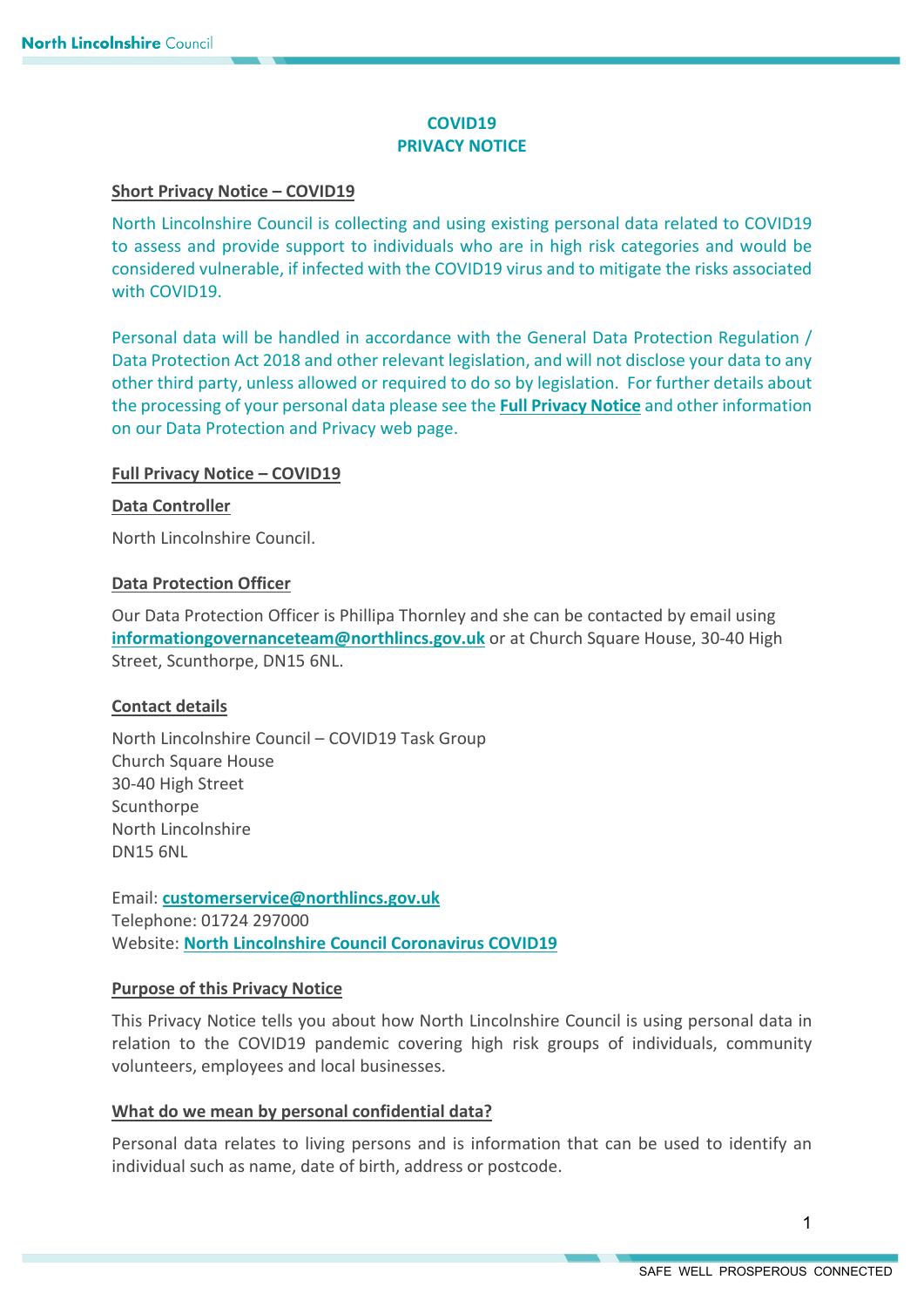# COVID19
# PRIVACY NOTICE

## Short Privacy Notice – COVID19

North Lincolnshire Council is collecting and using existing personal data related to COVID19 to assess and provide support to individuals who are in high risk categories and would be considered vulnerable, if infected with the COVID19 virus and to mitigate the risks associated with COVID19.

Personal data will be handled in accordance with the General Data Protection Regulation / Data Protection Act 2018 and other relevant legislation, and will not disclose your data to any other third party, unless allowed or required to do so by legislation. For further details about the processing of your personal data please see the **Full Privacy Notice** and other information on our Data Protection and Privacy web page.

## Full Privacy Notice – COVID19

### Data Controller

North Lincolnshire Council.

### Data Protection Officer

Our Data Protection Officer is Phillipa Thornley and she can be contacted by email using **informationgovernanceteam@northlincs.gov.uk** or at Church Square House, 30-40 High Street, Scunthorpe, DN15 6NL.

### Contact details

North Lincolnshire Council – COVID19 Task Group
Church Square House
30-40 High Street
Scunthorpe
North Lincolnshire
DN15 6NL

Email: **customerservice@northlincs.gov.uk**
Telephone: 01724 297000
Website: **North Lincolnshire Council Coronavirus COVID19**

### Purpose of this Privacy Notice

This Privacy Notice tells you about how North Lincolnshire Council is using personal data in relation to the COVID19 pandemic covering high risk groups of individuals, community volunteers, employees and local businesses.

### What do we mean by personal confidential data?

Personal data relates to living persons and is information that can be used to identify an individual such as name, date of birth, address or postcode.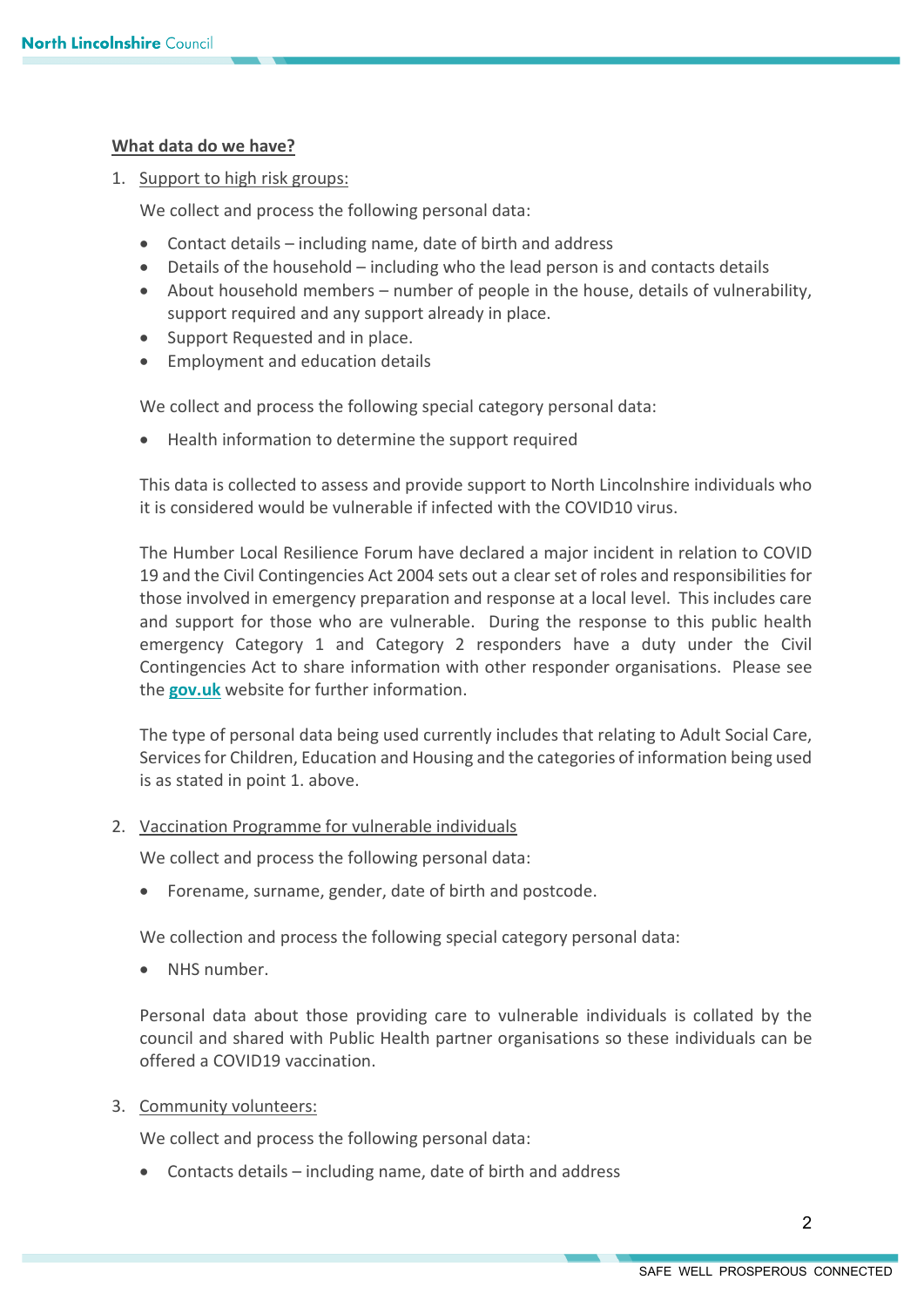**What data do we have?**

1. Support to high risk groups:

   We collect and process the following personal data:

   - Contact details – including name, date of birth and address
   - Details of the household – including who the lead person is and contacts details
   - About household members – number of people in the house, details of vulnerability, support required and any support already in place.
   - Support Requested and in place.
   - Employment and education details

   We collect and process the following special category personal data:

   - Health information to determine the support required

   This data is collected to assess and provide support to North Lincolnshire individuals who it is considered would be vulnerable if infected with the COVID10 virus.

   The Humber Local Resilience Forum have declared a major incident in relation to COVID 19 and the Civil Contingencies Act 2004 sets out a clear set of roles and responsibilities for those involved in emergency preparation and response at a local level. This includes care and support for those who are vulnerable. During the response to this public health emergency Category 1 and Category 2 responders have a duty under the Civil Contingencies Act to share information with other responder organisations. Please see the **gov.uk** website for further information.

   The type of personal data being used currently includes that relating to Adult Social Care, Services for Children, Education and Housing and the categories of information being used is as stated in point 1. above.

2. Vaccination Programme for vulnerable individuals

   We collect and process the following personal data:

   - Forename, surname, gender, date of birth and postcode.

   We collection and process the following special category personal data:

   - NHS number.

   Personal data about those providing care to vulnerable individuals is collated by the council and shared with Public Health partner organisations so these individuals can be offered a COVID19 vaccination.

3. Community volunteers:

   We collect and process the following personal data:

   - Contacts details – including name, date of birth and address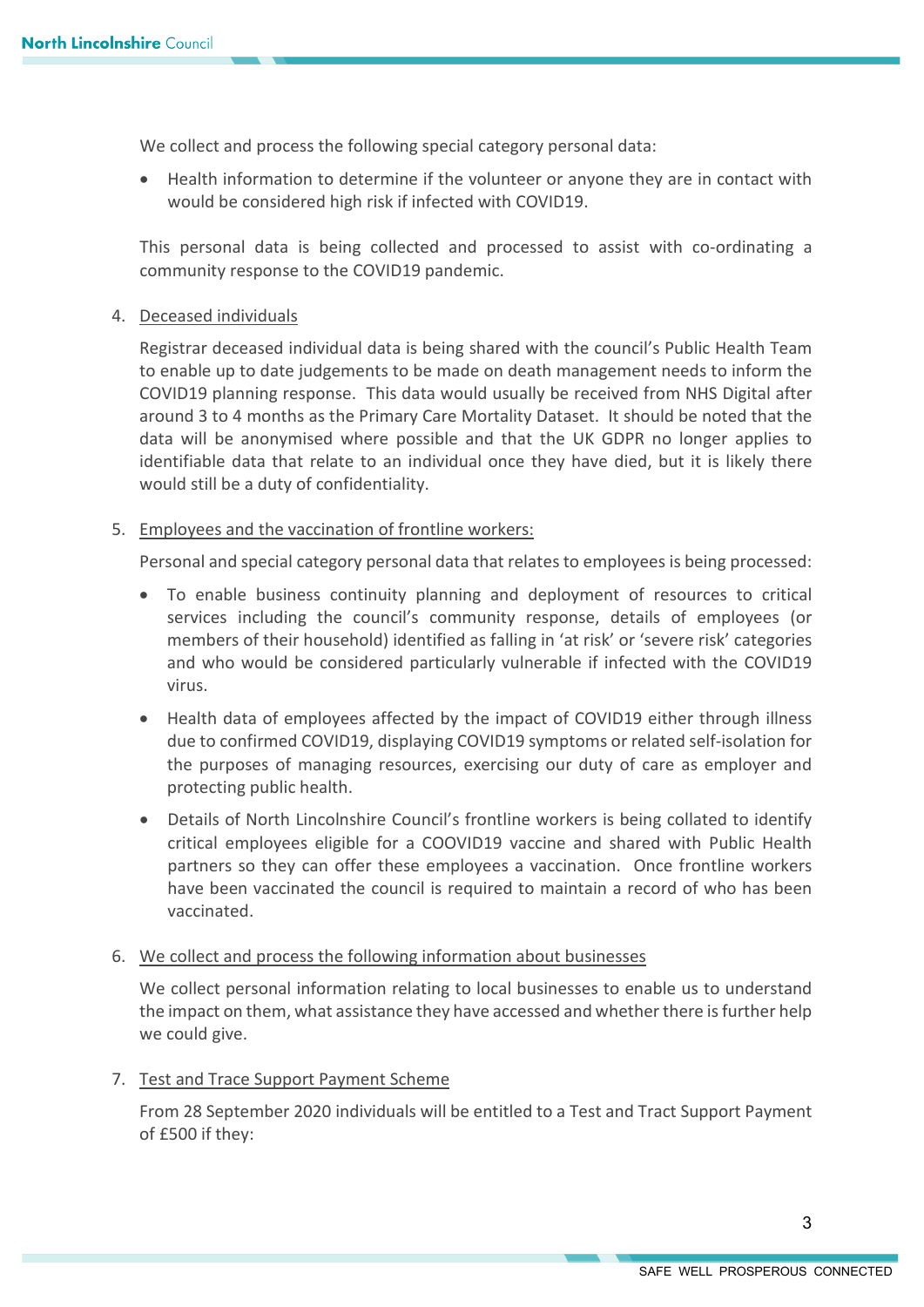We collect and process the following special category personal data:

- Health information to determine if the volunteer or anyone they are in contact with would be considered high risk if infected with COVID19.

This personal data is being collected and processed to assist with co-ordinating a community response to the COVID19 pandemic.

4. Deceased individuals

   Registrar deceased individual data is being shared with the council's Public Health Team to enable up to date judgements to be made on death management needs to inform the COVID19 planning response. This data would usually be received from NHS Digital after around 3 to 4 months as the Primary Care Mortality Dataset. It should be noted that the data will be anonymised where possible and that the UK GDPR no longer applies to identifiable data that relate to an individual once they have died, but it is likely there would still be a duty of confidentiality.

5. Employees and the vaccination of frontline workers:

   Personal and special category personal data that relates to employees is being processed:

   - To enable business continuity planning and deployment of resources to critical services including the council's community response, details of employees (or members of their household) identified as falling in 'at risk' or 'severe risk' categories and who would be considered particularly vulnerable if infected with the COVID19 virus.
   - Health data of employees affected by the impact of COVID19 either through illness due to confirmed COVID19, displaying COVID19 symptoms or related self-isolation for the purposes of managing resources, exercising our duty of care as employer and protecting public health.
   - Details of North Lincolnshire Council's frontline workers is being collated to identify critical employees eligible for a COOVID19 vaccine and shared with Public Health partners so they can offer these employees a vaccination. Once frontline workers have been vaccinated the council is required to maintain a record of who has been vaccinated.

6. We collect and process the following information about businesses

   We collect personal information relating to local businesses to enable us to understand the impact on them, what assistance they have accessed and whether there is further help we could give.

7. Test and Trace Support Payment Scheme

   From 28 September 2020 individuals will be entitled to a Test and Tract Support Payment of £500 if they: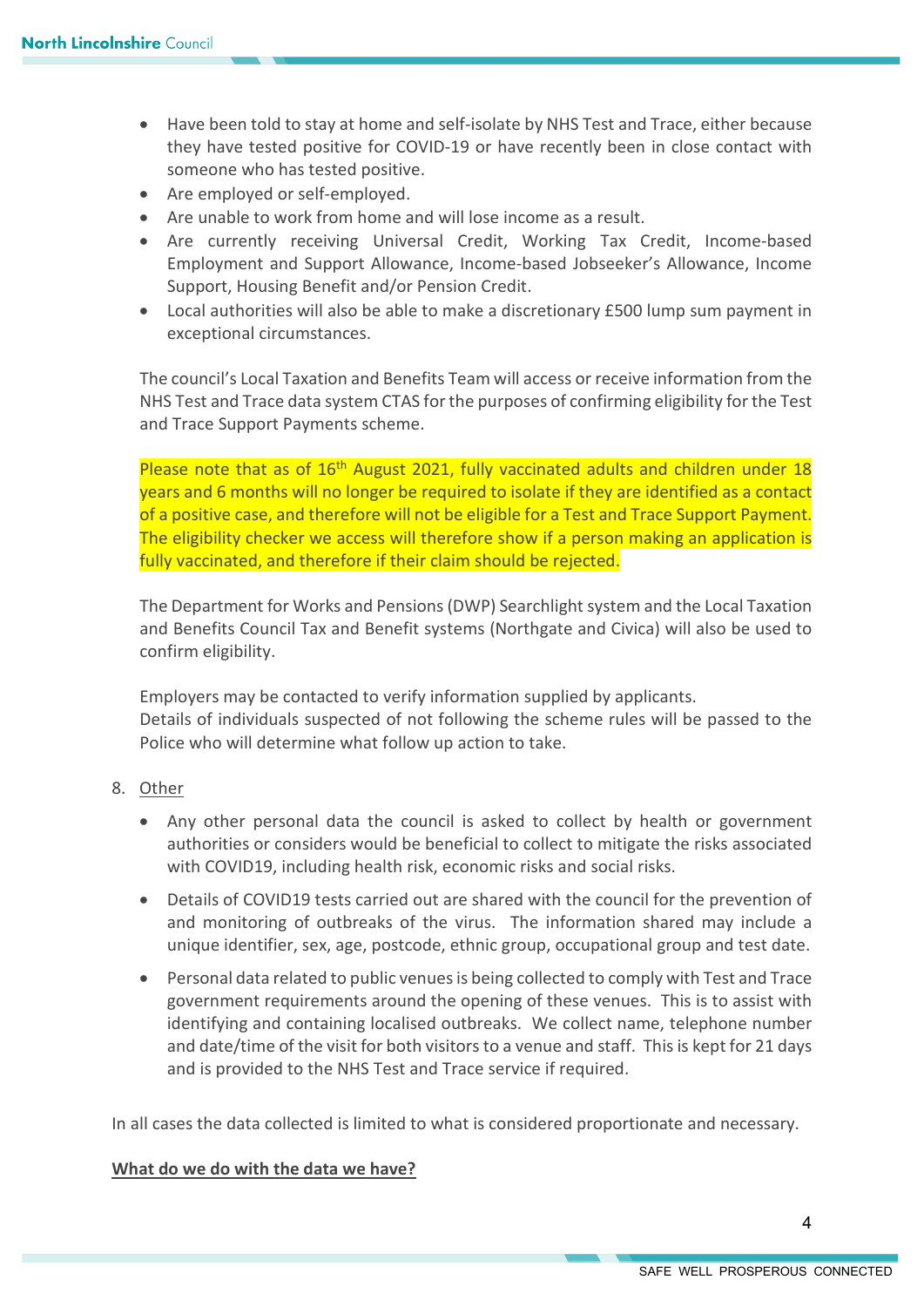- Have been told to stay at home and self-isolate by NHS Test and Trace, either because they have tested positive for COVID-19 or have recently been in close contact with someone who has tested positive.
- Are employed or self-employed.
- Are unable to work from home and will lose income as a result.
- Are currently receiving Universal Credit, Working Tax Credit, Income-based Employment and Support Allowance, Income-based Jobseeker's Allowance, Income Support, Housing Benefit and/or Pension Credit.
- Local authorities will also be able to make a discretionary £500 lump sum payment in exceptional circumstances.

The council's Local Taxation and Benefits Team will access or receive information from the NHS Test and Trace data system CTAS for the purposes of confirming eligibility for the Test and Trace Support Payments scheme.

Please note that as of 16th August 2021, fully vaccinated adults and children under 18 years and 6 months will no longer be required to isolate if they are identified as a contact of a positive case, and therefore will not be eligible for a Test and Trace Support Payment. The eligibility checker we access will therefore show if a person making an application is fully vaccinated, and therefore if their claim should be rejected.

The Department for Works and Pensions (DWP) Searchlight system and the Local Taxation and Benefits Council Tax and Benefit systems (Northgate and Civica) will also be used to confirm eligibility.

Employers may be contacted to verify information supplied by applicants.
Details of individuals suspected of not following the scheme rules will be passed to the Police who will determine what follow up action to take.

8. Other

- Any other personal data the council is asked to collect by health or government authorities or considers would be beneficial to collect to mitigate the risks associated with COVID19, including health risk, economic risks and social risks.
- Details of COVID19 tests carried out are shared with the council for the prevention of and monitoring of outbreaks of the virus. The information shared may include a unique identifier, sex, age, postcode, ethnic group, occupational group and test date.
- Personal data related to public venues is being collected to comply with Test and Trace government requirements around the opening of these venues. This is to assist with identifying and containing localised outbreaks. We collect name, telephone number and date/time of the visit for both visitors to a venue and staff. This is kept for 21 days and is provided to the NHS Test and Trace service if required.

In all cases the data collected is limited to what is considered proportionate and necessary.

**What do we do with the data we have?**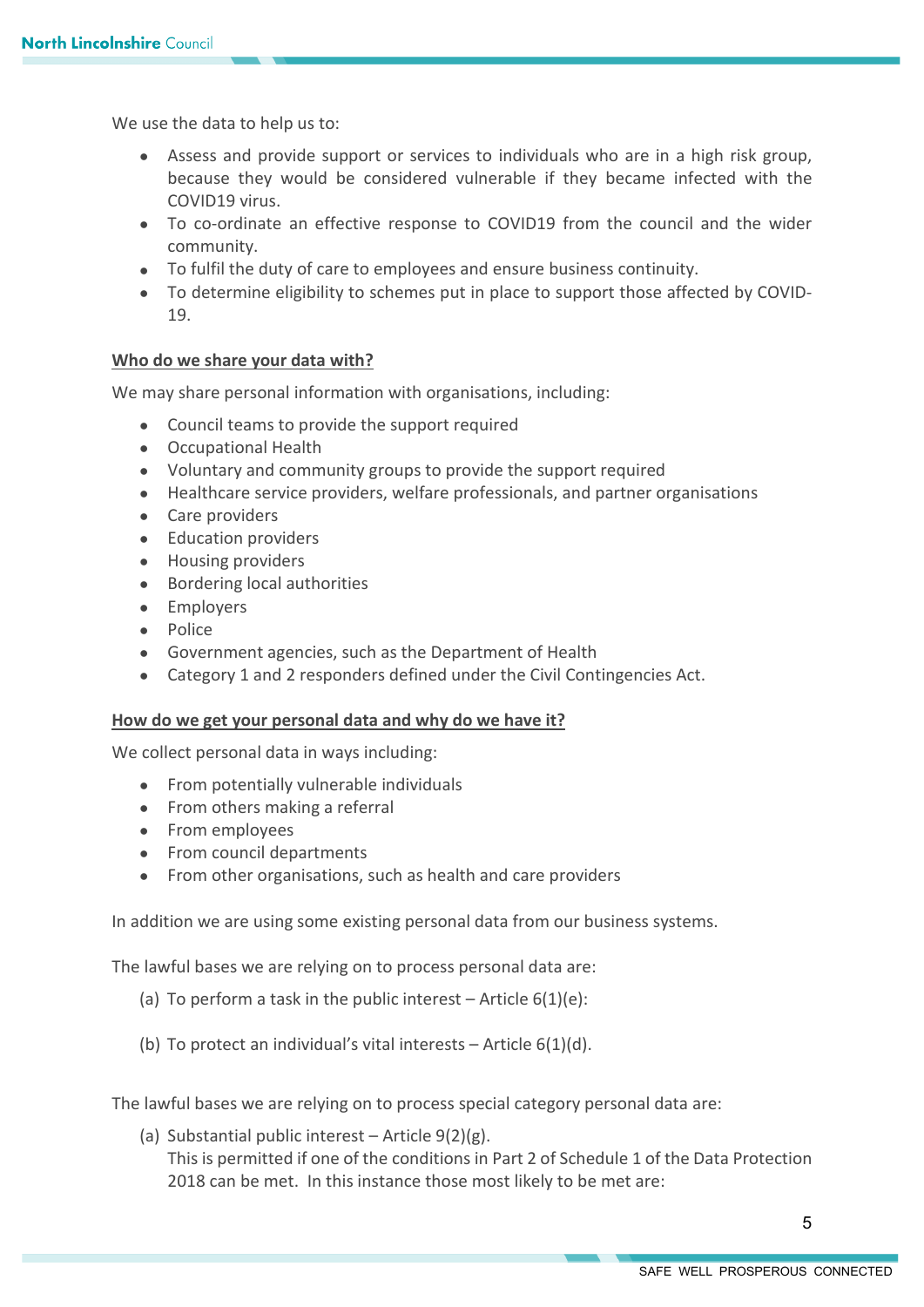We use the data to help us to:

- Assess and provide support or services to individuals who are in a high risk group, because they would be considered vulnerable if they became infected with the COVID19 virus.
- To co-ordinate an effective response to COVID19 from the council and the wider community.
- To fulfil the duty of care to employees and ensure business continuity.
- To determine eligibility to schemes put in place to support those affected by COVID-19.

**Who do we share your data with?**

We may share personal information with organisations, including:

- Council teams to provide the support required
- Occupational Health
- Voluntary and community groups to provide the support required
- Healthcare service providers, welfare professionals, and partner organisations
- Care providers
- Education providers
- Housing providers
- Bordering local authorities
- Employers
- Police
- Government agencies, such as the Department of Health
- Category 1 and 2 responders defined under the Civil Contingencies Act.

**How do we get your personal data and why do we have it?**

We collect personal data in ways including:

- From potentially vulnerable individuals
- From others making a referral
- From employees
- From council departments
- From other organisations, such as health and care providers

In addition we are using some existing personal data from our business systems.

The lawful bases we are relying on to process personal data are:

(a) To perform a task in the public interest – Article 6(1)(e):

(b) To protect an individual's vital interests – Article 6(1)(d).

The lawful bases we are relying on to process special category personal data are:

(a) Substantial public interest – Article 9(2)(g).
This is permitted if one of the conditions in Part 2 of Schedule 1 of the Data Protection 2018 can be met. In this instance those most likely to be met are: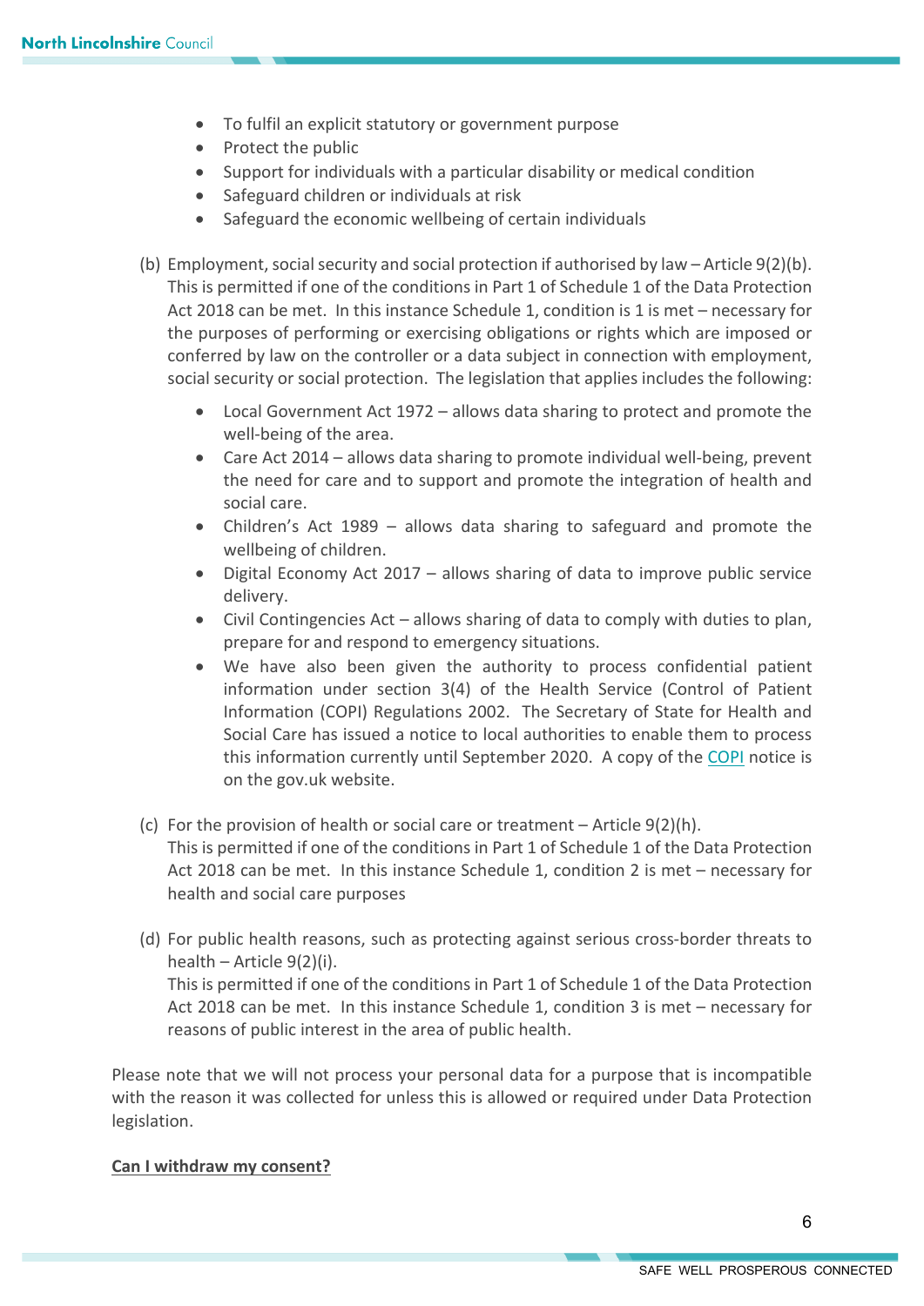- To fulfil an explicit statutory or government purpose
- Protect the public
- Support for individuals with a particular disability or medical condition
- Safeguard children or individuals at risk
- Safeguard the economic wellbeing of certain individuals

(b) Employment, social security and social protection if authorised by law – Article 9(2)(b). This is permitted if one of the conditions in Part 1 of Schedule 1 of the Data Protection Act 2018 can be met. In this instance Schedule 1, condition is 1 is met – necessary for the purposes of performing or exercising obligations or rights which are imposed or conferred by law on the controller or a data subject in connection with employment, social security or social protection. The legislation that applies includes the following:

- Local Government Act 1972 – allows data sharing to protect and promote the well-being of the area.
- Care Act 2014 – allows data sharing to promote individual well-being, prevent the need for care and to support and promote the integration of health and social care.
- Children's Act 1989 – allows data sharing to safeguard and promote the wellbeing of children.
- Digital Economy Act 2017 – allows sharing of data to improve public service delivery.
- Civil Contingencies Act – allows sharing of data to comply with duties to plan, prepare for and respond to emergency situations.
- We have also been given the authority to process confidential patient information under section 3(4) of the Health Service (Control of Patient Information (COPI) Regulations 2002. The Secretary of State for Health and Social Care has issued a notice to local authorities to enable them to process this information currently until September 2020. A copy of the COPI notice is on the gov.uk website.

(c) For the provision of health or social care or treatment – Article 9(2)(h). This is permitted if one of the conditions in Part 1 of Schedule 1 of the Data Protection Act 2018 can be met. In this instance Schedule 1, condition 2 is met – necessary for health and social care purposes

(d) For public health reasons, such as protecting against serious cross-border threats to health – Article 9(2)(i). This is permitted if one of the conditions in Part 1 of Schedule 1 of the Data Protection Act 2018 can be met. In this instance Schedule 1, condition 3 is met – necessary for reasons of public interest in the area of public health.

Please note that we will not process your personal data for a purpose that is incompatible with the reason it was collected for unless this is allowed or required under Data Protection legislation.

**Can I withdraw my consent?**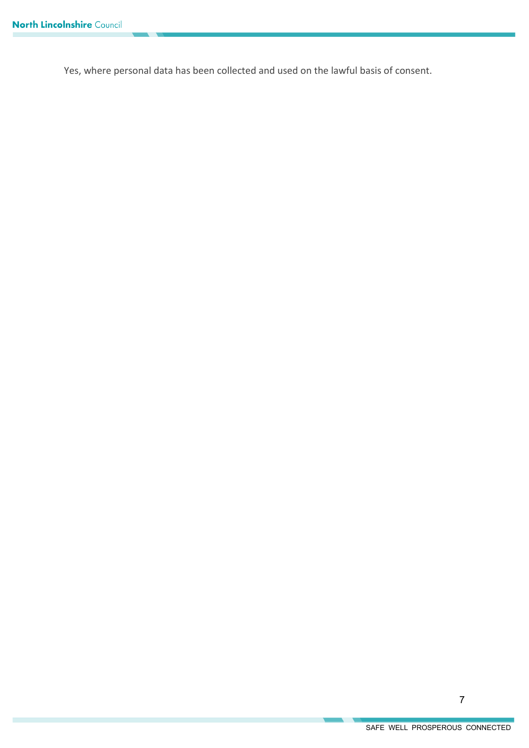Yes, where personal data has been collected and used on the lawful basis of consent.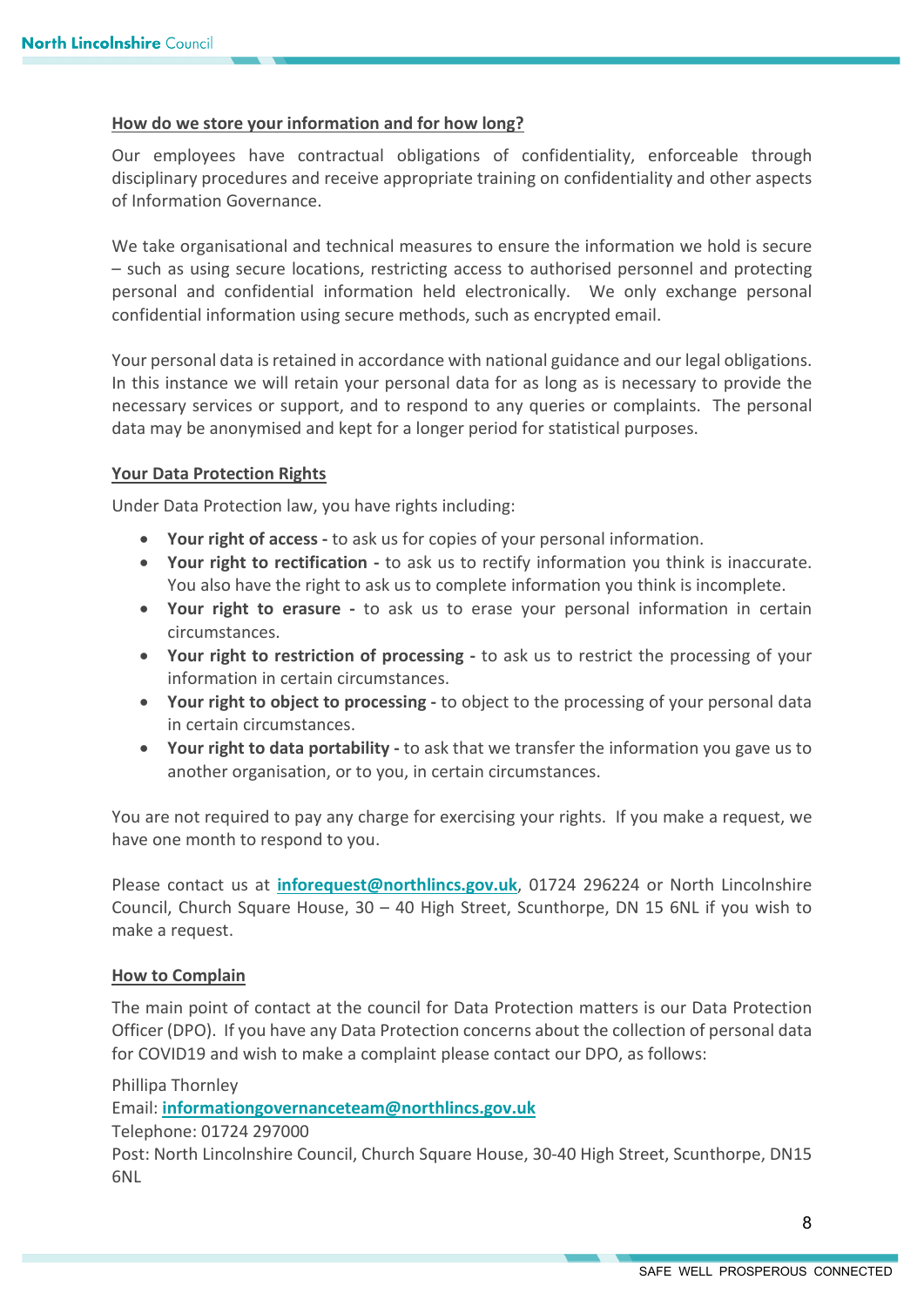## How do we store your information and for how long?

Our employees have contractual obligations of confidentiality, enforceable through disciplinary procedures and receive appropriate training on confidentiality and other aspects of Information Governance.

We take organisational and technical measures to ensure the information we hold is secure – such as using secure locations, restricting access to authorised personnel and protecting personal and confidential information held electronically. We only exchange personal confidential information using secure methods, such as encrypted email.

Your personal data is retained in accordance with national guidance and our legal obligations. In this instance we will retain your personal data for as long as is necessary to provide the necessary services or support, and to respond to any queries or complaints. The personal data may be anonymised and kept for a longer period for statistical purposes.

## Your Data Protection Rights

Under Data Protection law, you have rights including:

- **Your right of access -** to ask us for copies of your personal information.
- **Your right to rectification -** to ask us to rectify information you think is inaccurate. You also have the right to ask us to complete information you think is incomplete.
- **Your right to erasure -** to ask us to erase your personal information in certain circumstances.
- **Your right to restriction of processing -** to ask us to restrict the processing of your information in certain circumstances.
- **Your right to object to processing -** to object to the processing of your personal data in certain circumstances.
- **Your right to data portability -** to ask that we transfer the information you gave us to another organisation, or to you, in certain circumstances.

You are not required to pay any charge for exercising your rights. If you make a request, we have one month to respond to you.

Please contact us at **inforequest@northlincs.gov.uk**, 01724 296224 or North Lincolnshire Council, Church Square House, 30 – 40 High Street, Scunthorpe, DN 15 6NL if you wish to make a request.

## How to Complain

The main point of contact at the council for Data Protection matters is our Data Protection Officer (DPO). If you have any Data Protection concerns about the collection of personal data for COVID19 and wish to make a complaint please contact our DPO, as follows:

Phillipa Thornley
Email: **informationgovernanceteam@northlincs.gov.uk**
Telephone: 01724 297000
Post: North Lincolnshire Council, Church Square House, 30-40 High Street, Scunthorpe, DN15 6NL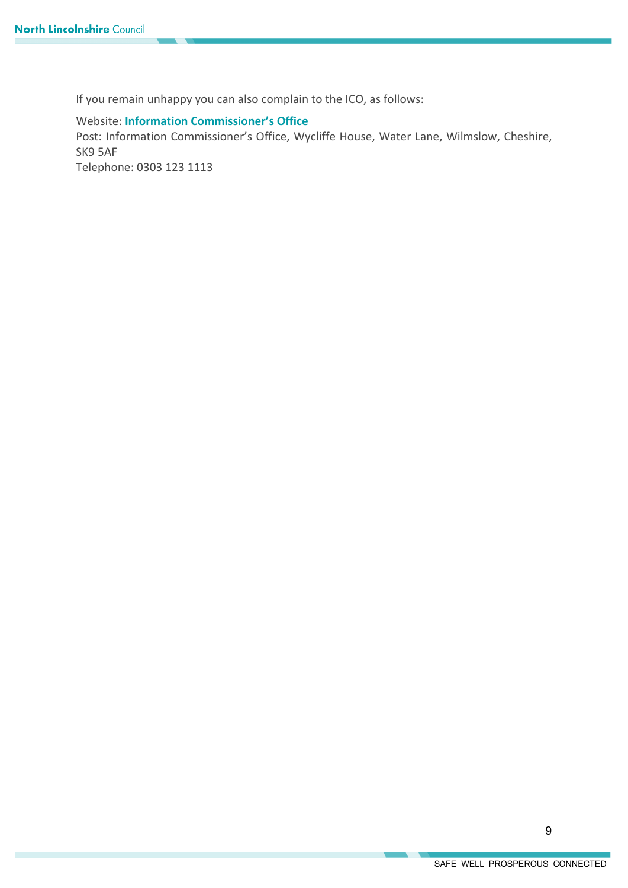If you remain unhappy you can also complain to the ICO, as follows:

Website: **Information Commissioner's Office**
Post: Information Commissioner's Office, Wycliffe House, Water Lane, Wilmslow, Cheshire, SK9 5AF
Telephone: 0303 123 1113